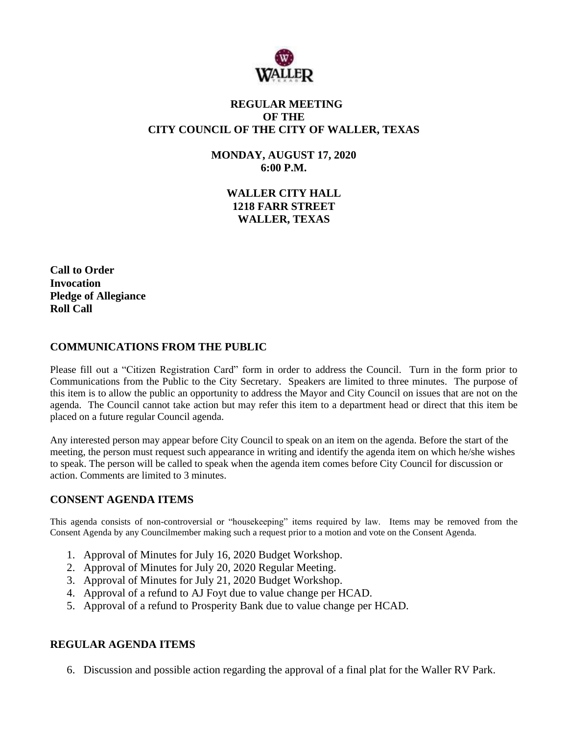# REGULAR MEETING
# OF THE
# CITY COUNCIL OF THE CITY OF WALLER, TEXAS

**MONDAY, AUGUST 17, 2020**
**6:00 P.M.**

**WALLER CITY HALL**
**1218 FARR STREET**
**WALLER, TEXAS**

**Call to Order**
**Invocation**
**Pledge of Allegiance**
**Roll Call**

## COMMUNICATIONS FROM THE PUBLIC

Please fill out a "Citizen Registration Card" form in order to address the Council. Turn in the form prior to Communications from the Public to the City Secretary. Speakers are limited to three minutes. The purpose of this item is to allow the public an opportunity to address the Mayor and City Council on issues that are not on the agenda. The Council cannot take action but may refer this item to a department head or direct that this item be placed on a future regular Council agenda.

Any interested person may appear before City Council to speak on an item on the agenda. Before the start of the meeting, the person must request such appearance in writing and identify the agenda item on which he/she wishes to speak. The person will be called to speak when the agenda item comes before City Council for discussion or action. Comments are limited to 3 minutes.

## CONSENT AGENDA ITEMS

This agenda consists of non-controversial or "housekeeping" items required by law. Items may be removed from the Consent Agenda by any Councilmember making such a request prior to a motion and vote on the Consent Agenda.

1. Approval of Minutes for July 16, 2020 Budget Workshop.
2. Approval of Minutes for July 20, 2020 Regular Meeting.
3. Approval of Minutes for July 21, 2020 Budget Workshop.
4. Approval of a refund to AJ Foyt due to value change per HCAD.
5. Approval of a refund to Prosperity Bank due to value change per HCAD.

## REGULAR AGENDA ITEMS

6. Discussion and possible action regarding the approval of a final plat for the Waller RV Park.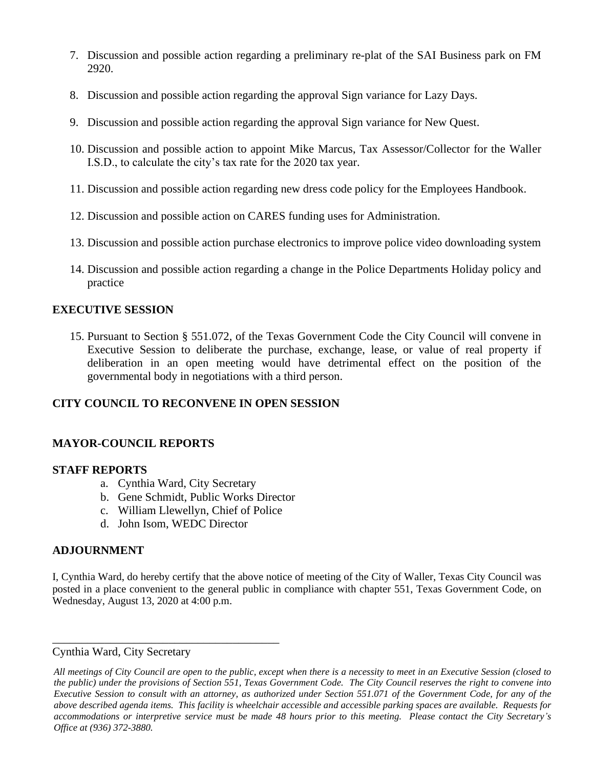7. Discussion and possible action regarding a preliminary re-plat of the SAI Business park on FM 2920.

8. Discussion and possible action regarding the approval Sign variance for Lazy Days.

9. Discussion and possible action regarding the approval Sign variance for New Quest.

10. Discussion and possible action to appoint Mike Marcus, Tax Assessor/Collector for the Waller I.S.D., to calculate the city's tax rate for the 2020 tax year.

11. Discussion and possible action regarding new dress code policy for the Employees Handbook.

12. Discussion and possible action on CARES funding uses for Administration.

13. Discussion and possible action purchase electronics to improve police video downloading system

14. Discussion and possible action regarding a change in the Police Departments Holiday policy and practice

**EXECUTIVE SESSION**

15. Pursuant to Section § 551.072, of the Texas Government Code the City Council will convene in Executive Session to deliberate the purchase, exchange, lease, or value of real property if deliberation in an open meeting would have detrimental effect on the position of the governmental body in negotiations with a third person.

**CITY COUNCIL TO RECONVENE IN OPEN SESSION**

**MAYOR-COUNCIL REPORTS**

**STAFF REPORTS**

a. Cynthia Ward, City Secretary
b. Gene Schmidt, Public Works Director
c. William Llewellyn, Chief of Police
d. John Isom, WEDC Director

**ADJOURNMENT**

I, Cynthia Ward, do hereby certify that the above notice of meeting of the City of Waller, Texas City Council was posted in a place convenient to the general public in compliance with chapter 551, Texas Government Code, on Wednesday, August 13, 2020 at 4:00 p.m.

\_\_\_\_\_\_\_\_\_\_\_\_\_\_\_\_\_\_\_\_\_\_\_\_\_\_\_\_\_\_\_\_\_\_\_\_\_\_\_\_

Cynthia Ward, City Secretary

*All meetings of City Council are open to the public, except when there is a necessity to meet in an Executive Session (closed to the public) under the provisions of Section 551, Texas Government Code. The City Council reserves the right to convene into Executive Session to consult with an attorney, as authorized under Section 551.071 of the Government Code, for any of the above described agenda items. This facility is wheelchair accessible and accessible parking spaces are available. Requests for accommodations or interpretive service must be made 48 hours prior to this meeting. Please contact the City Secretary's Office at (936) 372-3880.*